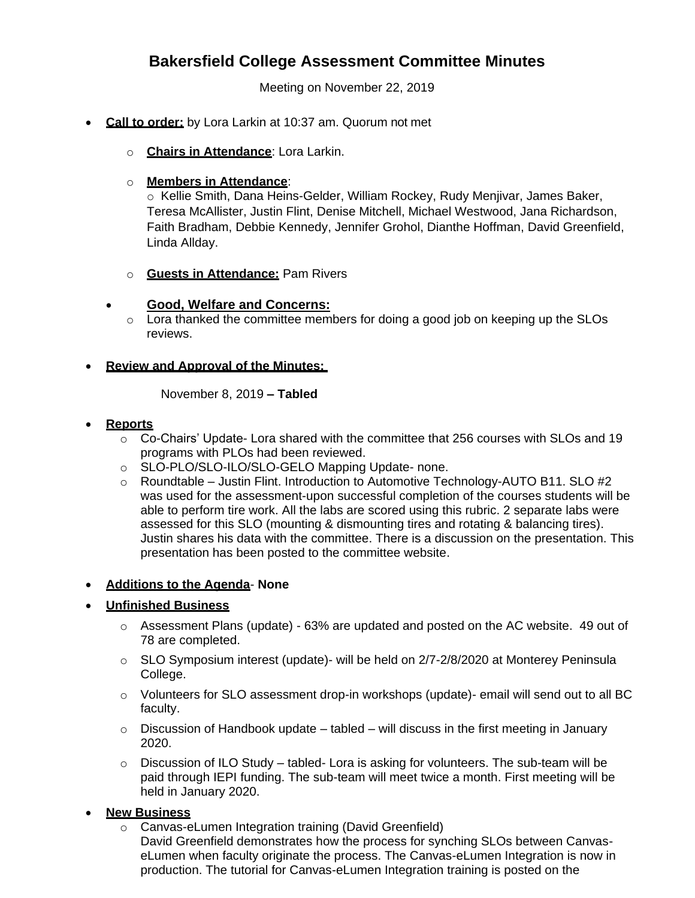# Bakersfield College Assessment Committee Minutes

Meeting on November 22, 2019

- **Call to order:** by Lora Larkin at 10:37 am. Quorum not met
  - **Chairs in Attendance**: Lora Larkin.
  - **Members in Attendance**:
    - Kellie Smith, Dana Heins-Gelder, William Rockey, Rudy Menjivar, James Baker, Teresa McAllister, Justin Flint, Denise Mitchell, Michael Westwood, Jana Richardson, Faith Bradham, Debbie Kennedy, Jennifer Grohol, Dianthe Hoffman, David Greenfield, Linda Allday.
  - **Guests in Attendance:** Pam Rivers
  - **Good, Welfare and Concerns:**
    - Lora thanked the committee members for doing a good job on keeping up the SLOs reviews.
- **Review and Approval of the Minutes:**

  November 8, 2019 **– Tabled**

- **Reports**
  - Co-Chairs' Update- Lora shared with the committee that 256 courses with SLOs and 19 programs with PLOs had been reviewed.
  - SLO-PLO/SLO-ILO/SLO-GELO Mapping Update- none.
  - Roundtable – Justin Flint. Introduction to Automotive Technology-AUTO B11. SLO #2 was used for the assessment-upon successful completion of the courses students will be able to perform tire work. All the labs are scored using this rubric. 2 separate labs were assessed for this SLO (mounting & dismounting tires and rotating & balancing tires). Justin shares his data with the committee. There is a discussion on the presentation. This presentation has been posted to the committee website.
- **Additions to the Agenda**- **None**
- **Unfinished Business**
  - Assessment Plans (update) - 63% are updated and posted on the AC website. 49 out of 78 are completed.
  - SLO Symposium interest (update)- will be held on 2/7-2/8/2020 at Monterey Peninsula College.
  - Volunteers for SLO assessment drop-in workshops (update)- email will send out to all BC faculty.
  - Discussion of Handbook update – tabled – will discuss in the first meeting in January 2020.
  - Discussion of ILO Study – tabled- Lora is asking for volunteers. The sub-team will be paid through IEPI funding. The sub-team will meet twice a month. First meeting will be held in January 2020.
- **New Business**
  - Canvas-eLumen Integration training (David Greenfield)
    David Greenfield demonstrates how the process for synching SLOs between Canvas-eLumen when faculty originate the process. The Canvas-eLumen Integration is now in production. The tutorial for Canvas-eLumen Integration training is posted on the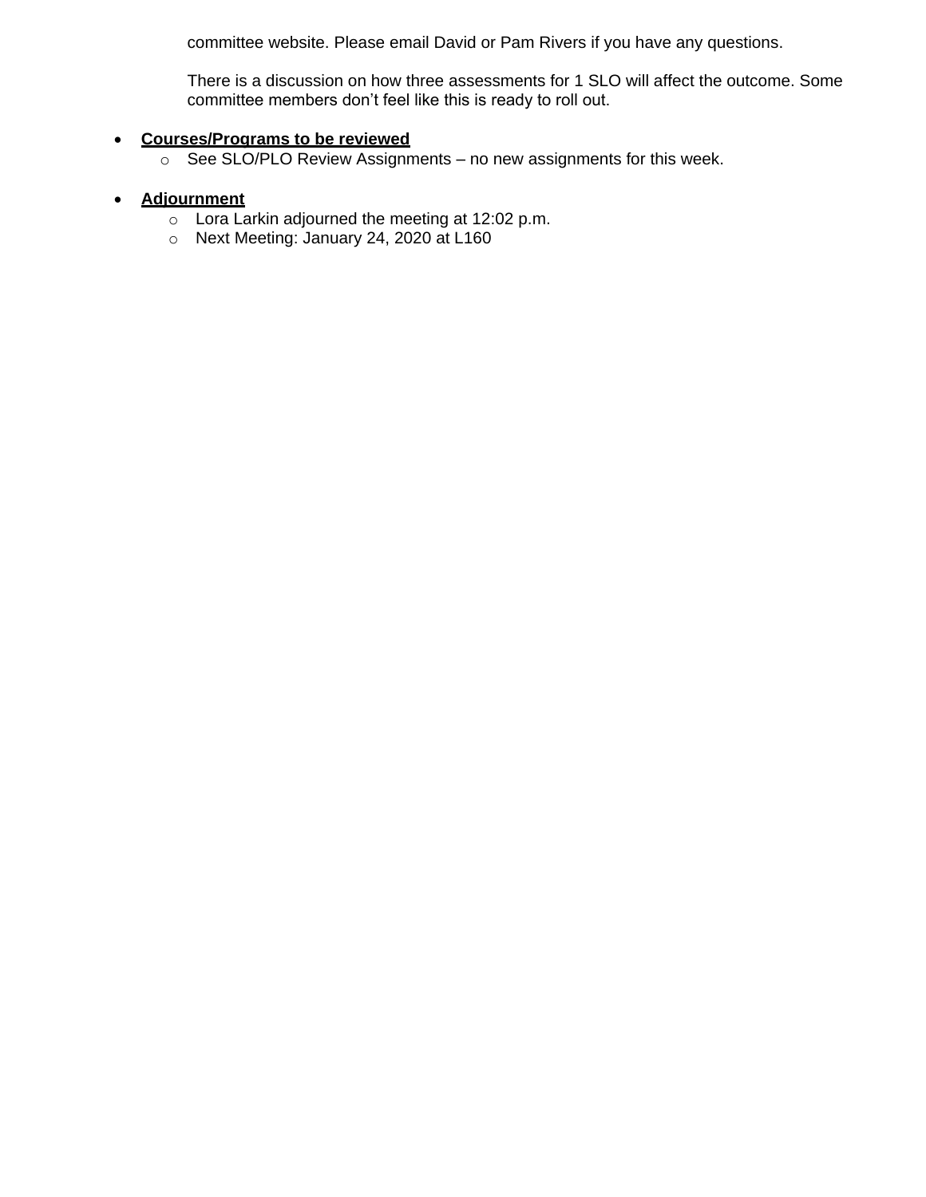committee website. Please email David or Pam Rivers if you have any questions.

There is a discussion on how three assessments for 1 SLO will affect the outcome. Some committee members don't feel like this is ready to roll out.

- **<u>Courses/Programs to be reviewed</u>**
  - See SLO/PLO Review Assignments – no new assignments for this week.

- **<u>Adjournment</u>**
  - Lora Larkin adjourned the meeting at 12:02 p.m.
  - Next Meeting: January 24, 2020 at L160